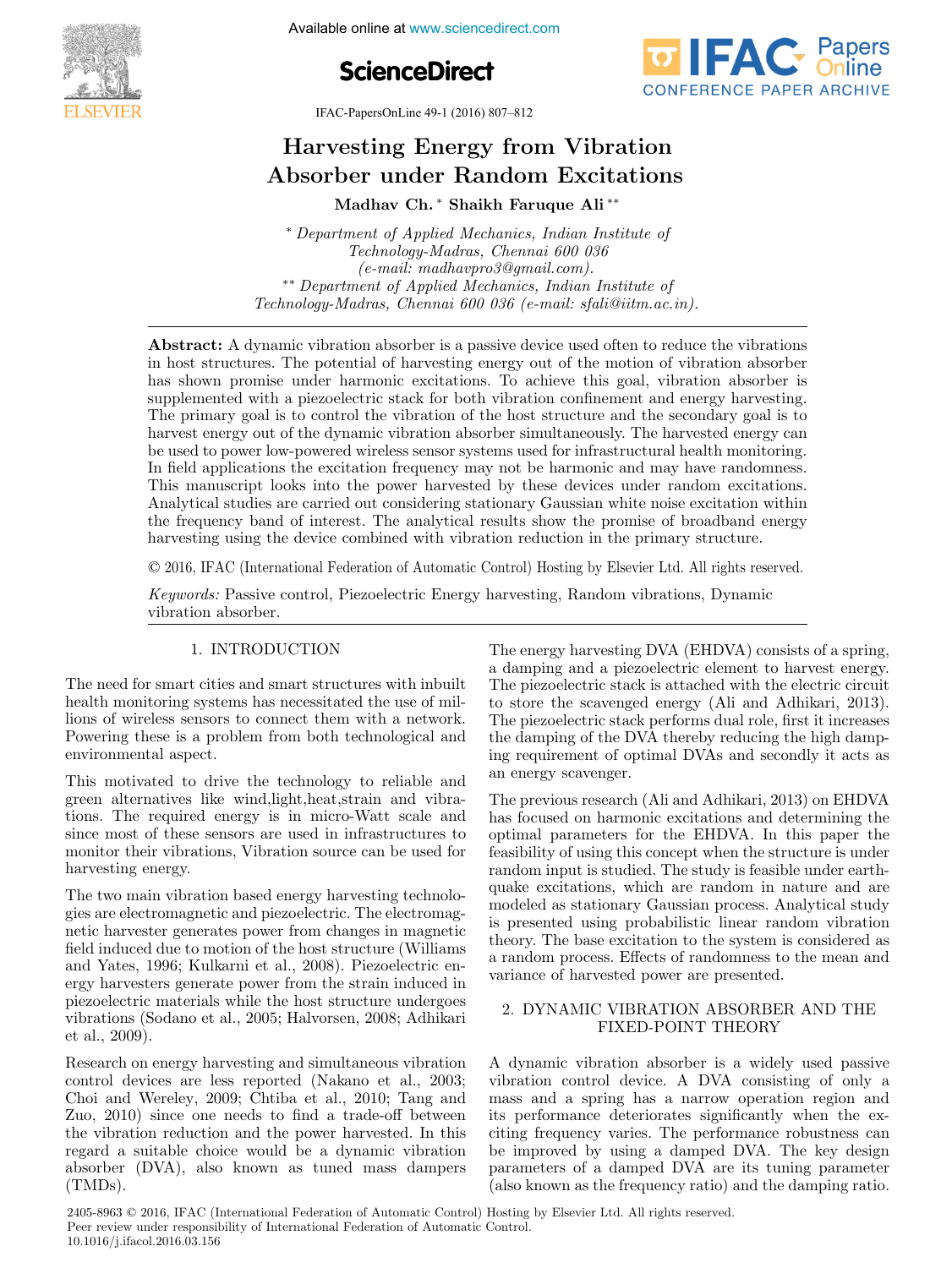# Harvesting Energy from Vibration Absorber under Random Excitations

**Madhav Ch.** * **Shaikh Faruque Ali** **

\* *Department of Applied Mechanics, Indian Institute of Technology-Madras, Chennai 600 036 (e-mail: madhavpro3@gmail.com).*

\** *Department of Applied Mechanics, Indian Institute of Technology-Madras, Chennai 600 036 (e-mail: sfali@iitm.ac.in).*

**Abstract:** A dynamic vibration absorber is a passive device used often to reduce the vibrations in host structures. The potential of harvesting energy out of the motion of vibration absorber has shown promise under harmonic excitations. To achieve this goal, vibration absorber is supplemented with a piezoelectric stack for both vibration confinement and energy harvesting. The primary goal is to control the vibration of the host structure and the secondary goal is to harvest energy out of the dynamic vibration absorber simultaneously. The harvested energy can be used to power low-powered wireless sensor systems used for infrastructural health monitoring. In field applications the excitation frequency may not be harmonic and may have randomness. This manuscript looks into the power harvested by these devices under random excitations. Analytical studies are carried out considering stationary Gaussian white noise excitation within the frequency band of interest. The analytical results show the promise of broadband energy harvesting using the device combined with vibration reduction in the primary structure.

© 2016, IFAC (International Federation of Automatic Control) Hosting by Elsevier Ltd. All rights reserved.

*Keywords:* Passive control, Piezoelectric Energy harvesting, Random vibrations, Dynamic vibration absorber.

## 1. INTRODUCTION

The need for smart cities and smart structures with inbuilt health monitoring systems has necessitated the use of millions of wireless sensors to connect them with a network. Powering these is a problem from both technological and environmental aspect.

This motivated to drive the technology to reliable and green alternatives like wind,light,heat,strain and vibrations. The required energy is in micro-Watt scale and since most of these sensors are used in infrastructures to monitor their vibrations, Vibration source can be used for harvesting energy.

The two main vibration based energy harvesting technologies are electromagnetic and piezoelectric. The electromagnetic harvester generates power from changes in magnetic field induced due to motion of the host structure (Williams and Yates, 1996; Kulkarni et al., 2008). Piezoelectric energy harvesters generate power from the strain induced in piezoelectric materials while the host structure undergoes vibrations (Sodano et al., 2005; Halvorsen, 2008; Adhikari et al., 2009).

Research on energy harvesting and simultaneous vibration control devices are less reported (Nakano et al., 2003; Choi and Wereley, 2009; Chtiba et al., 2010; Tang and Zuo, 2010) since one needs to find a trade-off between the vibration reduction and the power harvested. In this regard a suitable choice would be a dynamic vibration absorber (DVA), also known as tuned mass dampers (TMDs).

The energy harvesting DVA (EHDVA) consists of a spring, a damping and a piezoelectric element to harvest energy. The piezoelectric stack is attached with the electric circuit to store the scavenged energy (Ali and Adhikari, 2013). The piezoelectric stack performs dual role, first it increases the damping of the DVA thereby reducing the high damping requirement of optimal DVAs and secondly it acts as an energy scavenger.

The previous research (Ali and Adhikari, 2013) on EHDVA has focused on harmonic excitations and determining the optimal parameters for the EHDVA. In this paper the feasibility of using this concept when the structure is under random input is studied. The study is feasible under earthquake excitations, which are random in nature and are modeled as stationary Gaussian process. Analytical study is presented using probabilistic linear random vibration theory. The base excitation to the system is considered as a random process. Effects of randomness to the mean and variance of harvested power are presented.

## 2. DYNAMIC VIBRATION ABSORBER AND THE FIXED-POINT THEORY

A dynamic vibration absorber is a widely used passive vibration control device. A DVA consisting of only a mass and a spring has a narrow operation region and its performance deteriorates significantly when the exciting frequency varies. The performance robustness can be improved by using a damped DVA. The key design parameters of a damped DVA are its tuning parameter (also known as the frequency ratio) and the damping ratio.

2405-8963 © 2016, IFAC (International Federation of Automatic Control) Hosting by Elsevier Ltd. All rights reserved.
Peer review under responsibility of International Federation of Automatic Control.
10.1016/j.ifacol.2016.03.156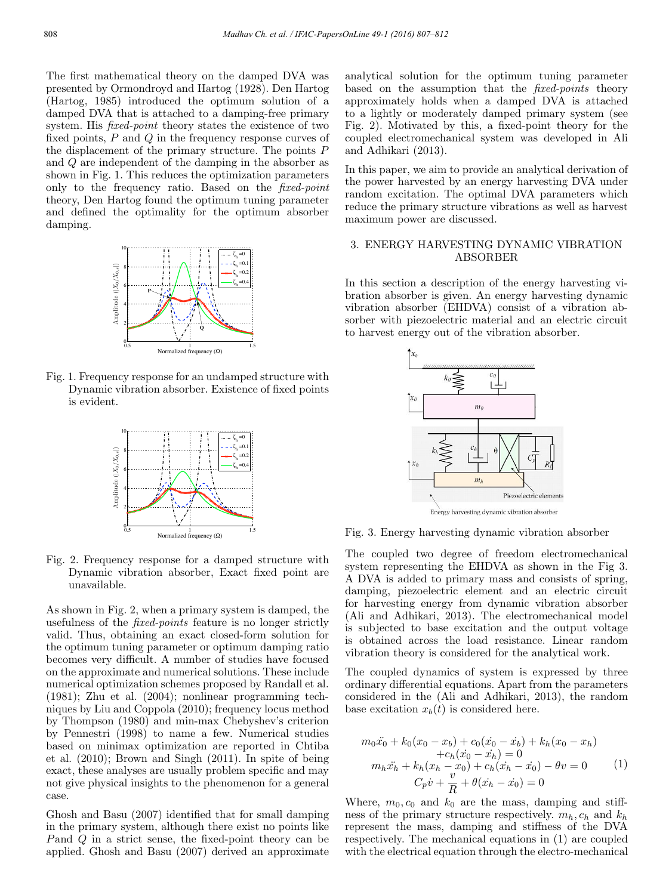The first mathematical theory on the damped DVA was presented by Ormondroyd and Hartog (1928). Den Hartog (Hartog, 1985) introduced the optimum solution of a damped DVA that is attached to a damping-free primary system. His *fixed-point* theory states the existence of two fixed points, $P$ and $Q$ in the frequency response curves of the displacement of the primary structure. The points $P$ and $Q$ are independent of the damping in the absorber as shown in Fig. 1. This reduces the optimization parameters only to the frequency ratio. Based on the *fixed-point* theory, Den Hartog found the optimum tuning parameter and defined the optimality for the optimum absorber damping.

Fig. 1. Frequency response for an undamped structure with Dynamic vibration absorber. Existence of fixed points is evident.

Fig. 2. Frequency response for a damped structure with Dynamic vibration absorber, Exact fixed point are unavailable.

As shown in Fig. 2, when a primary system is damped, the usefulness of the *fixed-points* feature is no longer strictly valid. Thus, obtaining an exact closed-form solution for the optimum tuning parameter or optimum damping ratio becomes very difficult. A number of studies have focused on the approximate and numerical solutions. These include numerical optimization schemes proposed by Randall et al. (1981); Zhu et al. (2004); nonlinear programming techniques by Liu and Coppola (2010); frequency locus method by Thompson (1980) and min-max Chebyshev's criterion by Pennestri (1998) to name a few. Numerical studies based on minimax optimization are reported in Chtiba et al. (2010); Brown and Singh (2011). In spite of being exact, these analyses are usually problem specific and may not give physical insights to the phenomenon for a general case.

Ghosh and Basu (2007) identified that for small damping in the primary system, although there exist no points like $P$and $Q$ in a strict sense, the fixed-point theory can be applied. Ghosh and Basu (2007) derived an approximate analytical solution for the optimum tuning parameter based on the assumption that the *fixed-points* theory approximately holds when a damped DVA is attached to a lightly or moderately damped primary system (see Fig. 2). Motivated by this, a fixed-point theory for the coupled electromechanical system was developed in Ali and Adhikari (2013).

In this paper, we aim to provide an analytical derivation of the power harvested by an energy harvesting DVA under random excitation. The optimal DVA parameters which reduce the primary structure vibrations as well as harvest maximum power are discussed.

## 3. ENERGY HARVESTING DYNAMIC VIBRATION ABSORBER

In this section a description of the energy harvesting vibration absorber is given. An energy harvesting dynamic vibration absorber (EHDVA) consist of a vibration absorber with piezoelectric material and an electric circuit to harvest energy out of the vibration absorber.

Fig. 3. Energy harvesting dynamic vibration absorber

The coupled two degree of freedom electromechanical system representing the EHDVA as shown in the Fig 3. A DVA is added to primary mass and consists of spring, damping, piezoelectric element and an electric circuit for harvesting energy from dynamic vibration absorber (Ali and Adhikari, 2013). The electromechanical model is subjected to base excitation and the output voltage is obtained across the load resistance. Linear random vibration theory is considered for the analytical work.

The coupled dynamics of system is expressed by three ordinary differential equations. Apart from the parameters considered in the (Ali and Adhikari, 2013), the random base excitation $x_b(t)$ is considered here.

$$
\begin{aligned}
m_0\ddot{x}_0 + k_0(x_0 - x_b) + c_0(\dot{x_0} - \dot{x_b}) + k_h(x_0 - x_h) \\
+c_h(\dot{x_0} - \dot{x_h}) = 0 \\
m_h\ddot{x_h} + k_h(x_h - x_0) + c_h(\dot{x_h} - \dot{x_0}) - \theta v = 0 \\
C_p\dot{v} + \frac{v}{R} + \theta(\dot{x_h} - \dot{x_0}) = 0
\end{aligned}
\tag{1}
$$

Where, $m_0, c_0$ and $k_0$ are the mass, damping and stiffness of the primary structure respectively. $m_h, c_h$ and $k_h$ represent the mass, damping and stiffness of the DVA respectively. The mechanical equations in (1) are coupled with the electrical equation through the electro-mechanical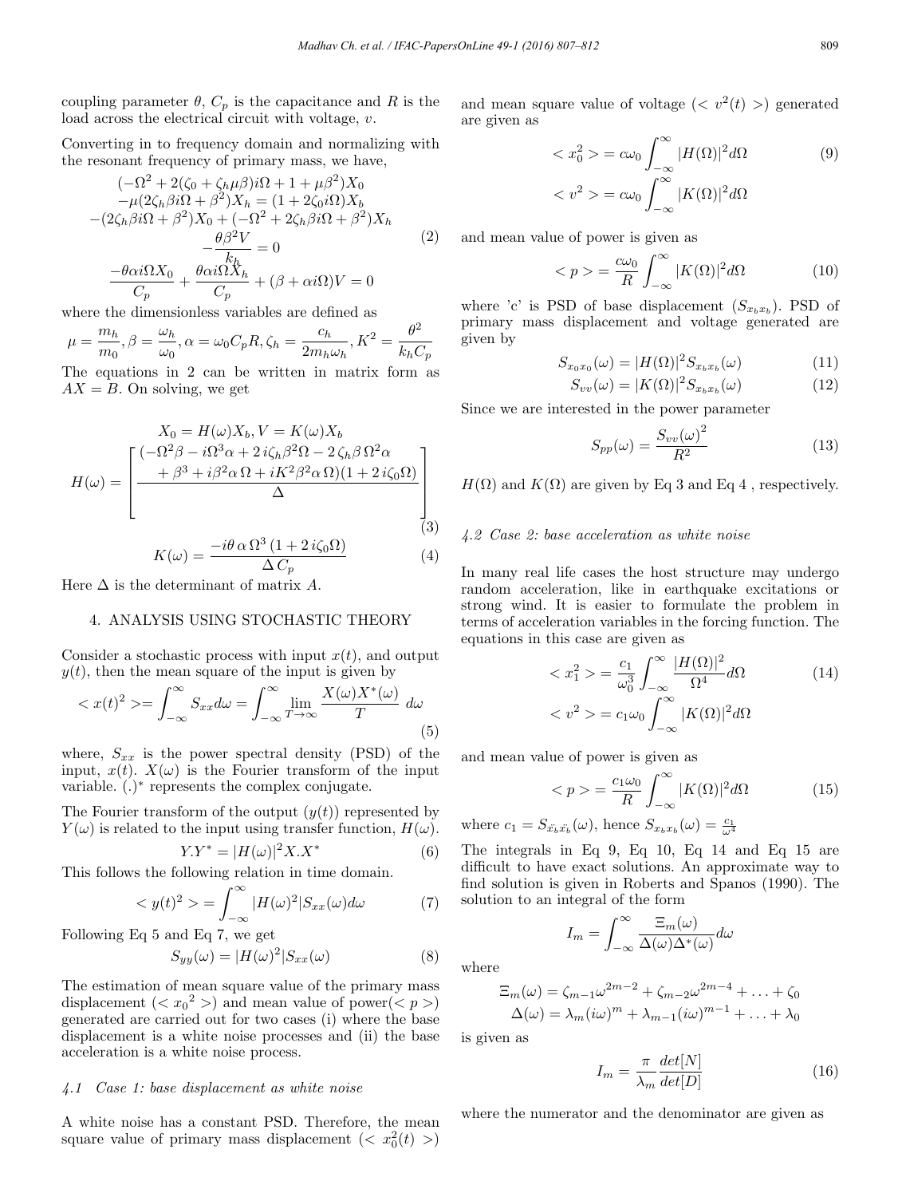coupling parameter $\theta$, $C_p$ is the capacitance and $R$ is the load across the electrical circuit with voltage, $v$.

Converting in to frequency domain and normalizing with the resonant frequency of primary mass, we have,

$$
\begin{aligned}
&(-\Omega^2 + 2(\zeta_0 + \zeta_h \mu\beta) i\Omega + 1 + \mu\beta^2)X_0 \\
&\quad -\mu(2\zeta_h \beta i\Omega + \beta^2)X_h = (1 + 2\zeta_0 i\Omega)X_b \\
&-(2\zeta_h \beta i\Omega + \beta^2)X_0 + (-\Omega^2 + 2\zeta_h \beta i\Omega + \beta^2)X_h \\
&\quad -\frac{\theta\beta^2 V}{k_h} = 0 \\
&\frac{-\theta\alpha i\Omega X_0}{C_p} + \frac{\theta\alpha i\Omega X_h}{C_p} + (\beta + \alpha i\Omega)V = 0
\end{aligned}
\tag{2}
$$

where the dimensionless variables are defined as

$$
\mu = \frac{m_h}{m_0}, \beta = \frac{\omega_h}{\omega_0}, \alpha = \omega_0 C_p R, \zeta_h = \frac{c_h}{2 m_h \omega_h}, K^2 = \frac{\theta^2}{k_h C_p}
$$

The equations in 2 can be written in matrix form as $AX = B$. On solving, we get

$$
X_0 = H(\omega)X_b, V = K(\omega)X_b
$$

$$
H(\omega) = \left[ \frac{\begin{array}{c}(-\Omega^2\beta - i\Omega^3\alpha + 2\,i\zeta_h\beta^2\Omega - 2\,\zeta_h\beta\,\Omega^2\alpha \\ + \beta^3 + i\beta^2\alpha\,\Omega + iK^2\beta^2\alpha\,\Omega)(1 + 2\,i\zeta_0\Omega)\end{array}}{\Delta} \right]
\tag{3}
$$

$$
K(\omega) = \frac{-i\theta\,\alpha\,\Omega^3\,(1 + 2\,i\zeta_0\Omega)}{\Delta\,C_p}
\tag{4}
$$

Here $\Delta$ is the determinant of matrix $A$.

## 4. ANALYSIS USING STOCHASTIC THEORY

Consider a stochastic process with input $x(t)$, and output $y(t)$, then the mean square of the input is given by

$$
< x(t)^2 > = \int_{-\infty}^{\infty} S_{xx} d\omega = \int_{-\infty}^{\infty} \lim_{T\to\infty} \frac{X(\omega)X^*(\omega)}{T}\; d\omega
\tag{5}
$$

where, $S_{xx}$ is the power spectral density (PSD) of the input, $x(t)$. $X(\omega)$ is the Fourier transform of the input variable. $(.)^*$ represents the complex conjugate.

The Fourier transform of the output ($y(t)$) represented by $Y(\omega)$ is related to the input using transfer function, $H(\omega)$.

$$
Y.Y^* = |H(\omega)|^2 X.X^*
\tag{6}
$$

This follows the following relation in time domain.

$$
< y(t)^2 > = \int_{-\infty}^{\infty} |H(\omega)^2| S_{xx}(\omega) d\omega
\tag{7}
$$

Following Eq 5 and Eq 7, we get

$$
S_{yy}(\omega) = |H(\omega)^2| S_{xx}(\omega)
\tag{8}
$$

The estimation of mean square value of the primary mass displacement ($< {x_0}^2 >$) and mean value of power($< p >$) generated are carried out for two cases (i) where the base displacement is a white noise processes and (ii) the base acceleration is a white noise process.

### 4.1 Case 1: base displacement as white noise

A white noise has a constant PSD. Therefore, the mean square value of primary mass displacement ($< x_0^2(t) >$) and mean square value of voltage ($< v^2(t) >$) generated are given as

$$
\begin{aligned}
< x_0^2 > &= c\omega_0 \int_{-\infty}^{\infty} |H(\Omega)|^2 d\Omega \\
< v^2 > &= c\omega_0 \int_{-\infty}^{\infty} |K(\Omega)|^2 d\Omega
\end{aligned}
\tag{9}
$$

and mean value of power is given as

$$
< p > = \frac{c\omega_0}{R} \int_{-\infty}^{\infty} |K(\Omega)|^2 d\Omega
\tag{10}
$$

where 'c' is PSD of base displacement ($S_{x_b x_b}$). PSD of primary mass displacement and voltage generated are given by

$$
S_{x_0 x_0}(\omega) = |H(\Omega)|^2 S_{x_b x_b}(\omega)
\tag{11}
$$

$$
S_{vv}(\omega) = |K(\Omega)|^2 S_{x_b x_b}(\omega)
\tag{12}
$$

Since we are interested in the power parameter

$$
S_{pp}(\omega) = \frac{{S_{vv}(\omega)}^2}{R^2}
\tag{13}
$$

$H(\Omega)$ and $K(\Omega)$ are given by Eq 3 and Eq 4 , respectively.

### 4.2 Case 2: base acceleration as white noise

In many real life cases the host structure may undergo random acceleration, like in earthquake excitations or strong wind. It is easier to formulate the problem in terms of acceleration variables in the forcing function. The equations in this case are given as

$$
\begin{aligned}
< x_1^2 > &= \frac{c_1}{\omega_0^3} \int_{-\infty}^{\infty} \frac{|H(\Omega)|^2}{\Omega^4} d\Omega \\
< v^2 > &= c_1\omega_0 \int_{-\infty}^{\infty} |K(\Omega)|^2 d\Omega
\end{aligned}
\tag{14}
$$

and mean value of power is given as

$$
< p > = \frac{c_1\omega_0}{R} \int_{-\infty}^{\infty} |K(\Omega)|^2 d\Omega
\tag{15}
$$

where $c_1 = S_{\ddot{x_b}\ddot{x_b}}(\omega)$, hence $S_{x_b x_b}(\omega) = \frac{c_1}{\omega^4}$

The integrals in Eq 9, Eq 10, Eq 14 and Eq 15 are difficult to have exact solutions. An approximate way to find solution is given in Roberts and Spanos (1990). The solution to an integral of the form

$$
I_m = \int_{-\infty}^{\infty} \frac{\Xi_m(\omega)}{\Delta(\omega)\Delta^*(\omega)} d\omega
$$

where

$$
\begin{aligned}
\Xi_m(\omega) &= \zeta_{m-1}\omega^{2m-2} + \zeta_{m-2}\omega^{2m-4} + \ldots + \zeta_0 \\
\Delta(\omega) &= \lambda_m (i\omega)^m + \lambda_{m-1}(i\omega)^{m-1} + \ldots + \lambda_0
\end{aligned}
$$

is given as

$$
I_m = \frac{\pi}{\lambda_m} \frac{det[N]}{det[D]}
\tag{16}
$$

where the numerator and the denominator are given as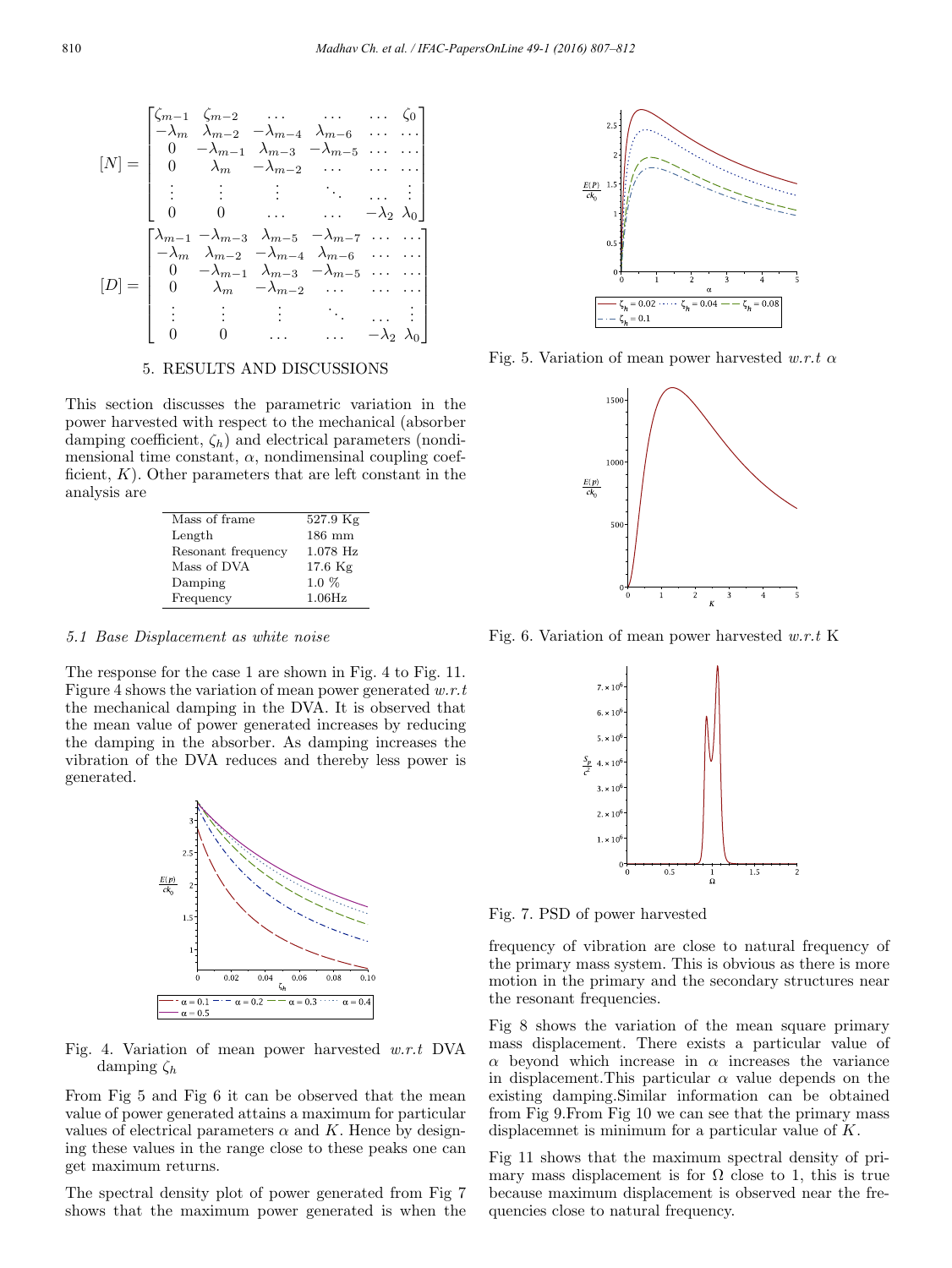$$
[N] = \begin{bmatrix} \zeta_{m-1} & \zeta_{m-2} & \dots & \dots & \dots & \zeta_0 \\ -\lambda_m & \lambda_{m-2} & -\lambda_{m-4} & \lambda_{m-6} & \dots & \dots \\ 0 & -\lambda_{m-1} & \lambda_{m-3} & -\lambda_{m-5} & \dots & \dots \\ 0 & \lambda_m & -\lambda_{m-2} & \dots & \dots & \dots \\ \vdots & \vdots & \vdots & \ddots & \dots & \vdots \\ 0 & 0 & \dots & \dots & -\lambda_2 & \lambda_0 \end{bmatrix}
$$

$$
[D] = \begin{bmatrix} \lambda_{m-1} & -\lambda_{m-3} & \lambda_{m-5} & -\lambda_{m-7} & \dots & \dots \\ -\lambda_m & \lambda_{m-2} & -\lambda_{m-4} & \lambda_{m-6} & \dots & \dots \\ 0 & -\lambda_{m-1} & \lambda_{m-3} & -\lambda_{m-5} & \dots & \dots \\ 0 & \lambda_m & -\lambda_{m-2} & \dots & \dots & \dots \\ \vdots & \vdots & \vdots & \ddots & \dots & \vdots \\ 0 & 0 & \dots & \dots & -\lambda_2 & \lambda_0 \end{bmatrix}
$$

## 5. RESULTS AND DISCUSSIONS

This section discusses the parametric variation in the power harvested with respect to the mechanical (absorber damping coefficient, $\zeta_h$) and electrical parameters (nondimensional time constant, $\alpha$, nondimensinal coupling coefficient, $K$). Other parameters that are left constant in the analysis are

| | |
|---|---|
| Mass of frame | 527.9 Kg |
| Length | 186 mm |
| Resonant frequency | 1.078 Hz |
| Mass of DVA | 17.6 Kg |
| Damping | 1.0 % |
| Frequency | 1.06Hz |

### 5.1 Base Displacement as white noise

The response for the case 1 are shown in Fig. 4 to Fig. 11. Figure 4 shows the variation of mean power generated *w.r.t* the mechanical damping in the DVA. It is observed that the mean value of power generated increases by reducing the damping in the absorber. As damping increases the vibration of the DVA reduces and thereby less power is generated.

$\frac{E(p)}{ck_0}$

$\zeta_h$

$\alpha = 0.1$ $\alpha = 0.2$ $\alpha = 0.3$ $\alpha = 0.4$ $\alpha = 0.5$

Fig. 4. Variation of mean power harvested *w.r.t* DVA damping $\zeta_h$

From Fig 5 and Fig 6 it can be observed that the mean value of power generated attains a maximum for particular values of electrical parameters $\alpha$ and $K$. Hence by designing these values in the range close to these peaks one can get maximum returns.

The spectral density plot of power generated from Fig 7 shows that the maximum power generated is when the frequency of vibration are close to natural frequency of the primary mass system. This is obvious as there is more motion in the primary and the secondary structures near the resonant frequencies.

$\frac{E(P)}{ck_0}$

$\alpha$

$\zeta_h = 0.02$ $\zeta_h = 0.04$ $\zeta_h = 0.08$ $\zeta_h = 0.1$

Fig. 5. Variation of mean power harvested *w.r.t* $\alpha$

$\frac{E(p)}{ck_0}$

$K$

Fig. 6. Variation of mean power harvested *w.r.t* K

$\frac{S_p}{c^2}$

$\Omega$

Fig. 7. PSD of power harvested

Fig 8 shows the variation of the mean square primary mass displacement. There exists a particular value of $\alpha$ beyond which increase in $\alpha$ increases the variance in displacement.This particular $\alpha$ value depends on the existing damping.Similar information can be obtained from Fig 9.From Fig 10 we can see that the primary mass displacemnet is minimum for a particular value of $K$.

Fig 11 shows that the maximum spectral density of primary mass displacement is for $\Omega$ close to 1, this is true because maximum displacement is observed near the frequencies close to natural frequency.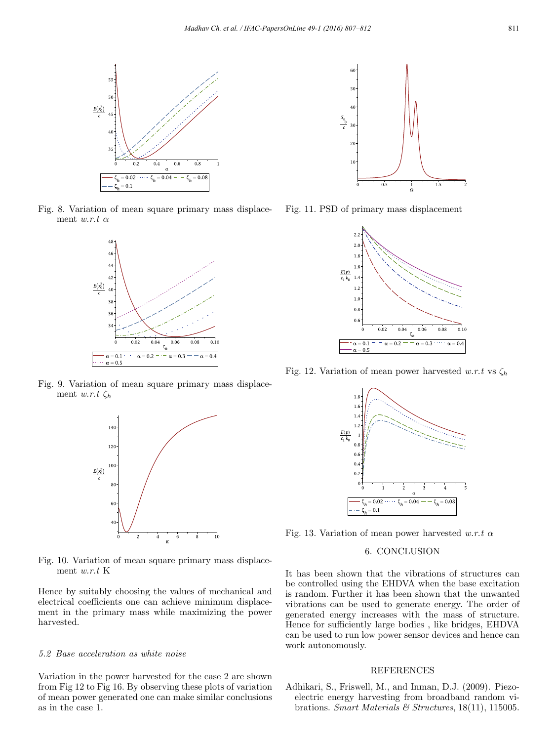$\frac{E(x_0^2)}{c}$

55
50
45
40
35

0 0.2 0.4 0.6 0.8 1

$\alpha$

$\zeta_h = 0.02$ $\zeta_h = 0.04$ $\zeta_h = 0.08$ $\zeta_h = 0.1$

Fig. 8. Variation of mean square primary mass displacement $w.r.t$ $\alpha$

$\frac{E(x_0^2)}{c}$

48
46
44
42
40
38
36
34

0 0.02 0.04 0.06 0.08 0.10

$\zeta_h$

$\alpha = 0.1$ $\alpha = 0.2$ $\alpha = 0.3$ $\alpha = 0.4$ $\alpha = 0.5$

Fig. 9. Variation of mean square primary mass displacement $w.r.t$ $\zeta_h$

$\frac{E(x_0^2)}{c}$

140
120
100
80
60
40

0 2 4 6 8 10

$K$

Fig. 10. Variation of mean square primary mass displacement $w.r.t$ K

Hence by suitably choosing the values of mechanical and electrical coefficients one can achieve minimum displacement in the primary mass while maximizing the power harvested.

### 5.2 *Base acceleration as white noise*

Variation in the power harvested for the case 2 are shown from Fig 12 to Fig 16. By observing these plots of variation of mean power generated one can make similar conclusions as in the case 1.

$\frac{S_{x_0}}{c}$

60
50
40
30
20
10

0 0.5 1 1.5 2

$\Omega$

Fig. 11. PSD of primary mass displacement

$\frac{E(p)}{c_1 k_0}$

2.2
2.0
1.8
1.6
1.4
1.2
1.0
0.8
0.6

0 0.02 0.04 0.06 0.08 0.10

$\zeta_h$

$\alpha = 0.1$ $\alpha = 0.2$ $\alpha = 0.3$ $\alpha = 0.4$ $\alpha = 0.5$

Fig. 12. Variation of mean power harvested $w.r.t$ vs $\zeta_h$

$\frac{E(p)}{c_1 k_0}$

1.8
1.6
1.4
1.2
1
0.8
0.6
0.4
0.2
0

0 1 2 3 4 5

$\alpha$

$\zeta_h = 0.02$ $\zeta_h = 0.04$ $\zeta_h = 0.08$ $\zeta_h = 0.1$

Fig. 13. Variation of mean power harvested $w.r.t$ $\alpha$

## 6. CONCLUSION

It has been shown that the vibrations of structures can be controlled using the EHDVA when the base excitation is random. Further it has been shown that the unwanted vibrations can be used to generate energy. The order of generated energy increases with the mass of structure. Hence for sufficiently large bodies , like bridges, EHDVA can be used to run low power sensor devices and hence can work autonomously.

## REFERENCES

Adhikari, S., Friswell, M., and Inman, D.J. (2009). Piezoelectric energy harvesting from broadband random vibrations. *Smart Materials & Structures*, 18(11), 115005.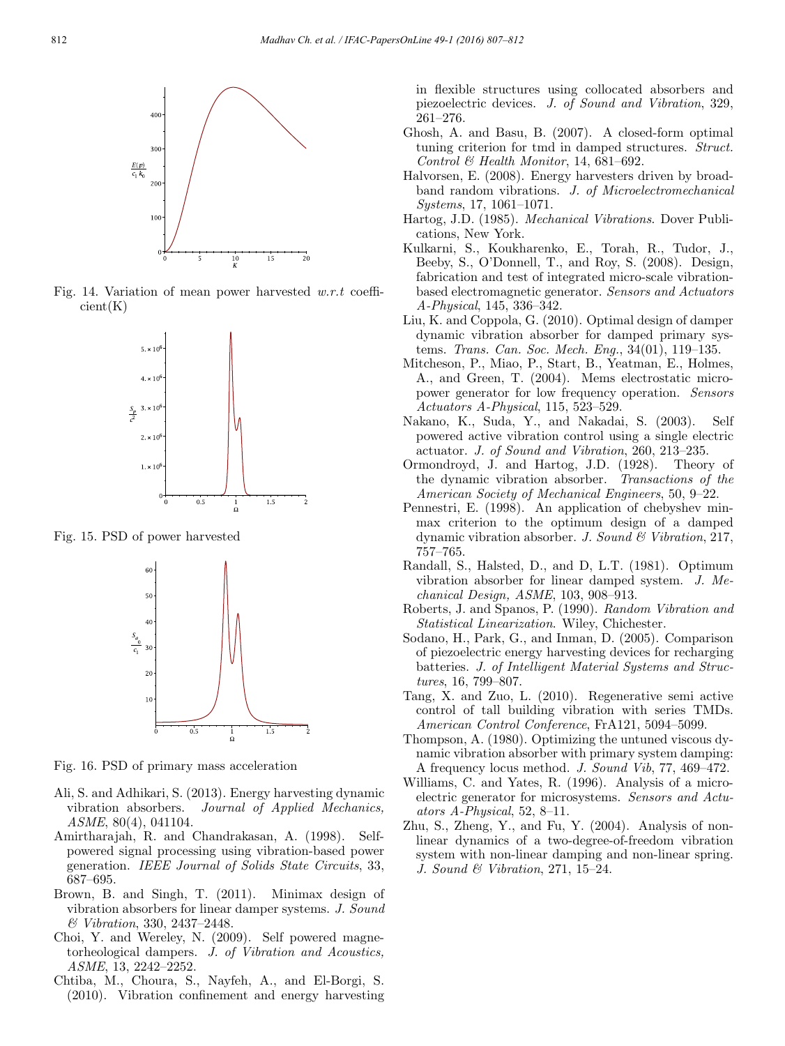400

300

$\frac{E(p)}{c_1 k_0}$

200

100

0

0 5 10 15 20

$K$

Fig. 14. Variation of mean power harvested *w.r.t* coefficient(K)

$5.\times 10^6$

$4.\times 10^6$

$\frac{S_p}{c_1^2}$ $3.\times 10^6$

$2.\times 10^6$

$1.\times 10^6$

0

0 0.5 1 1.5 2

$\Omega$

Fig. 15. PSD of power harvested

60

50

40

$\frac{S_{a_0}}{c_1}$ 30

20

10

0 0.5 1 1.5 2

$\Omega$

Fig. 16. PSD of primary mass acceleration

Ali, S. and Adhikari, S. (2013). Energy harvesting dynamic vibration absorbers. *Journal of Applied Mechanics, ASME*, 80(4), 041104.

Amirtharajah, R. and Chandrakasan, A. (1998). Self-powered signal processing using vibration-based power generation. *IEEE Journal of Solids State Circuits*, 33, 687–695.

Brown, B. and Singh, T. (2011). Minimax design of vibration absorbers for linear damper systems. *J. Sound & Vibration*, 330, 2437–2448.

Choi, Y. and Wereley, N. (2009). Self powered magnetorheological dampers. *J. of Vibration and Acoustics, ASME*, 13, 2242–2252.

Chtiba, M., Choura, S., Nayfeh, A., and El-Borgi, S. (2010). Vibration confinement and energy harvesting in flexible structures using collocated absorbers and piezoelectric devices. *J. of Sound and Vibration*, 329, 261–276.

Ghosh, A. and Basu, B. (2007). A closed-form optimal tuning criterion for tmd in damped structures. *Struct. Control & Health Monitor*, 14, 681–692.

Halvorsen, E. (2008). Energy harvesters driven by broadband random vibrations. *J. of Microelectromechanical Systems*, 17, 1061–1071.

Hartog, J.D. (1985). *Mechanical Vibrations*. Dover Publications, New York.

Kulkarni, S., Koukharenko, E., Torah, R., Tudor, J., Beeby, S., O'Donnell, T., and Roy, S. (2008). Design, fabrication and test of integrated micro-scale vibration-based electromagnetic generator. *Sensors and Actuators A-Physical*, 145, 336–342.

Liu, K. and Coppola, G. (2010). Optimal design of damper dynamic vibration absorber for damped primary systems. *Trans. Can. Soc. Mech. Eng.*, 34(01), 119–135.

Mitcheson, P., Miao, P., Start, B., Yeatman, E., Holmes, A., and Green, T. (2004). Mems electrostatic micropower generator for low frequency operation. *Sensors Actuators A-Physical*, 115, 523–529.

Nakano, K., Suda, Y., and Nakadai, S. (2003). Self powered active vibration control using a single electric actuator. *J. of Sound and Vibration*, 260, 213–235.

Ormondroyd, J. and Hartog, J.D. (1928). Theory of the dynamic vibration absorber. *Transactions of the American Society of Mechanical Engineers*, 50, 9–22.

Pennestri, E. (1998). An application of chebyshev minmax criterion to the optimum design of a damped dynamic vibration absorber. *J. Sound & Vibration*, 217, 757–765.

Randall, S., Halsted, D., and D, L.T. (1981). Optimum vibration absorber for linear damped system. *J. Mechanical Design, ASME*, 103, 908–913.

Roberts, J. and Spanos, P. (1990). *Random Vibration and Statistical Linearization*. Wiley, Chichester.

Sodano, H., Park, G., and Inman, D. (2005). Comparison of piezoelectric energy harvesting devices for recharging batteries. *J. of Intelligent Material Systems and Structures*, 16, 799–807.

Tang, X. and Zuo, L. (2010). Regenerative semi active control of tall building vibration with series TMDs. *American Control Conference*, FrA121, 5094–5099.

Thompson, A. (1980). Optimizing the untuned viscous dynamic vibration absorber with primary system damping: A frequency locus method. *J. Sound Vib*, 77, 469–472.

Williams, C. and Yates, R. (1996). Analysis of a microelectric generator for microsystems. *Sensors and Actuators A-Physical*, 52, 8–11.

Zhu, S., Zheng, Y., and Fu, Y. (2004). Analysis of nonlinear dynamics of a two-degree-of-freedom vibration system with non-linear damping and non-linear spring. *J. Sound & Vibration*, 271, 15–24.